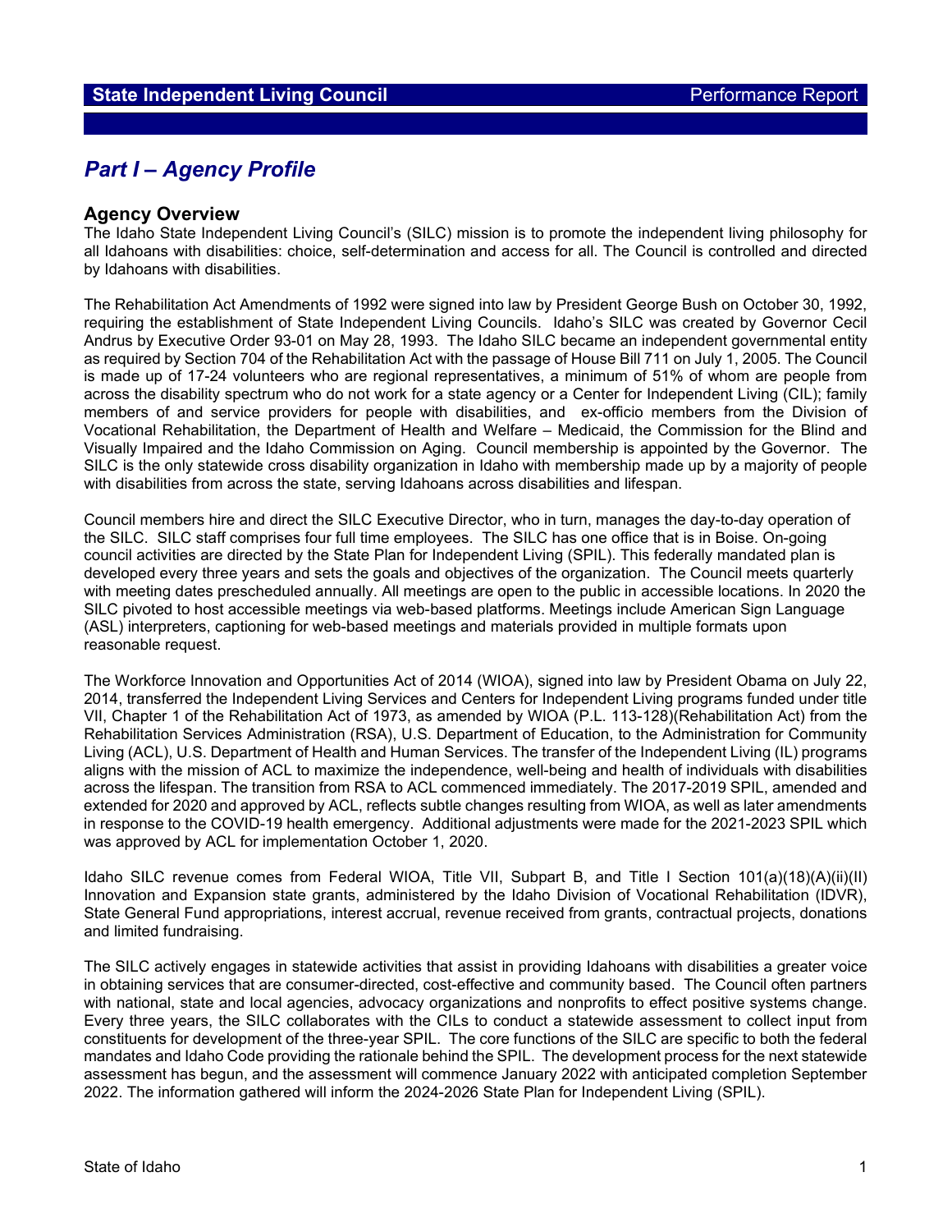# Part I – Agency Profile

## Agency Overview

The Idaho State Independent Living Council's (SILC) mission is to promote the independent living philosophy for all Idahoans with disabilities: choice, self-determination and access for all. The Council is controlled and directed by Idahoans with disabilities.

The Rehabilitation Act Amendments of 1992 were signed into law by President George Bush on October 30, 1992, requiring the establishment of State Independent Living Councils. Idaho's SILC was created by Governor Cecil Andrus by Executive Order 93-01 on May 28, 1993. The Idaho SILC became an independent governmental entity as required by Section 704 of the Rehabilitation Act with the passage of House Bill 711 on July 1, 2005. The Council is made up of 17-24 volunteers who are regional representatives, a minimum of 51% of whom are people from across the disability spectrum who do not work for a state agency or a Center for Independent Living (CIL); family members of and service providers for people with disabilities, and ex-officio members from the Division of Vocational Rehabilitation, the Department of Health and Welfare – Medicaid, the Commission for the Blind and Visually Impaired and the Idaho Commission on Aging. Council membership is appointed by the Governor. The SILC is the only statewide cross disability organization in Idaho with membership made up by a majority of people with disabilities from across the state, serving Idahoans across disabilities and lifespan.

Council members hire and direct the SILC Executive Director, who in turn, manages the day-to-day operation of the SILC. SILC staff comprises four full time employees. The SILC has one office that is in Boise. On-going council activities are directed by the State Plan for Independent Living (SPIL). This federally mandated plan is developed every three years and sets the goals and objectives of the organization. The Council meets quarterly with meeting dates prescheduled annually. All meetings are open to the public in accessible locations. In 2020 the SILC pivoted to host accessible meetings via web-based platforms. Meetings include American Sign Language (ASL) interpreters, captioning for web-based meetings and materials provided in multiple formats upon reasonable request.

The Workforce Innovation and Opportunities Act of 2014 (WIOA), signed into law by President Obama on July 22, 2014, transferred the Independent Living Services and Centers for Independent Living programs funded under title VII, Chapter 1 of the Rehabilitation Act of 1973, as amended by WIOA (P.L. 113-128)(Rehabilitation Act) from the Rehabilitation Services Administration (RSA), U.S. Department of Education, to the Administration for Community Living (ACL), U.S. Department of Health and Human Services. The transfer of the Independent Living (IL) programs aligns with the mission of ACL to maximize the independence, well-being and health of individuals with disabilities across the lifespan. The transition from RSA to ACL commenced immediately. The 2017-2019 SPIL, amended and extended for 2020 and approved by ACL, reflects subtle changes resulting from WIOA, as well as later amendments in response to the COVID-19 health emergency. Additional adjustments were made for the 2021-2023 SPIL which was approved by ACL for implementation October 1, 2020.

Idaho SILC revenue comes from Federal WIOA, Title VII, Subpart B, and Title I Section 101(a)(18)(A)(ii)(II) Innovation and Expansion state grants, administered by the Idaho Division of Vocational Rehabilitation (IDVR), State General Fund appropriations, interest accrual, revenue received from grants, contractual projects, donations and limited fundraising.

The SILC actively engages in statewide activities that assist in providing Idahoans with disabilities a greater voice in obtaining services that are consumer-directed, cost-effective and community based. The Council often partners with national, state and local agencies, advocacy organizations and nonprofits to effect positive systems change. Every three years, the SILC collaborates with the CILs to conduct a statewide assessment to collect input from constituents for development of the three-year SPIL. The core functions of the SILC are specific to both the federal mandates and Idaho Code providing the rationale behind the SPIL. The development process for the next statewide assessment has begun, and the assessment will commence January 2022 with anticipated completion September 2022. The information gathered will inform the 2024-2026 State Plan for Independent Living (SPIL).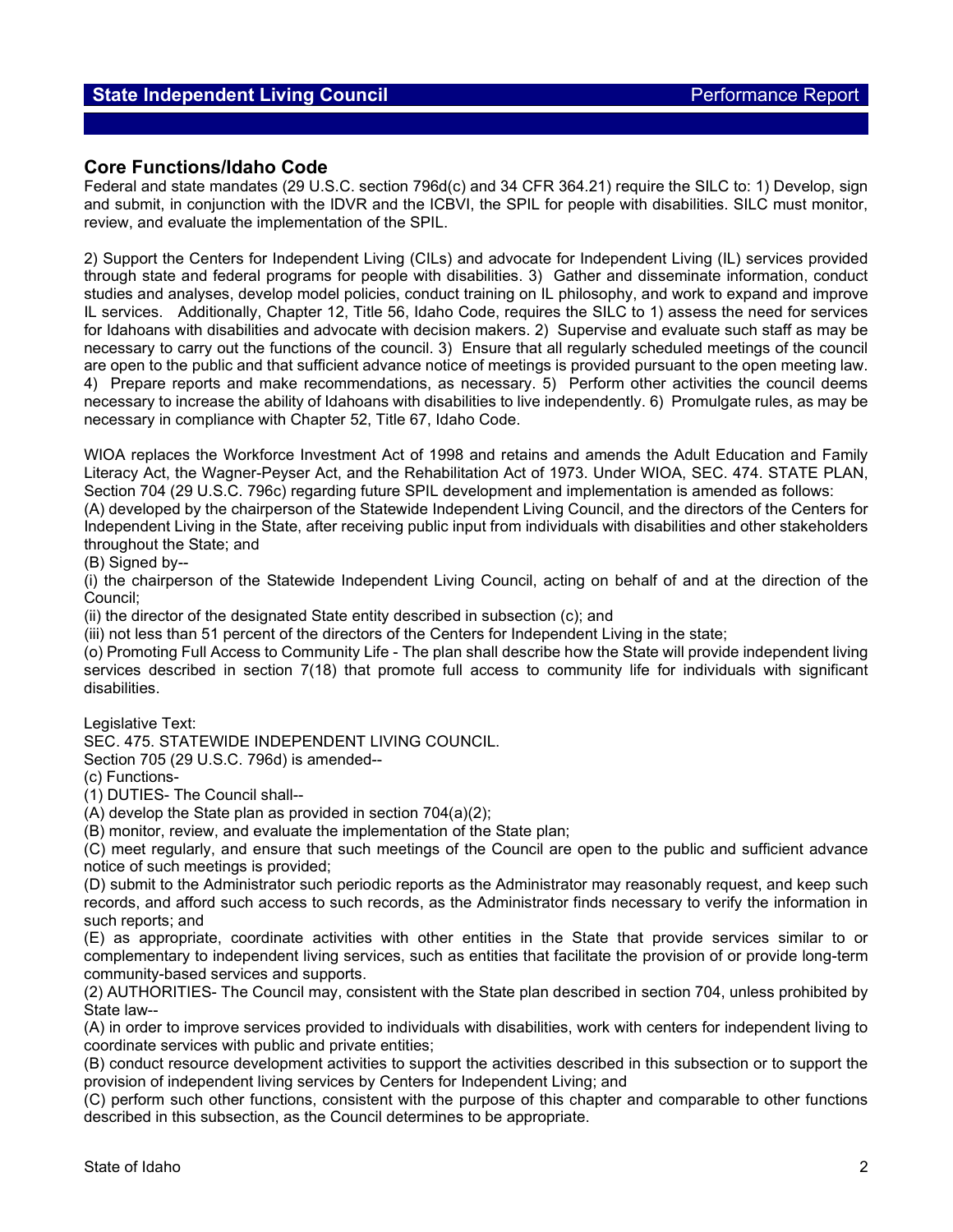## Core Functions/Idaho Code

Federal and state mandates (29 U.S.C. section 796d(c) and 34 CFR 364.21) require the SILC to: 1) Develop, sign and submit, in conjunction with the IDVR and the ICBVI, the SPIL for people with disabilities. SILC must monitor, review, and evaluate the implementation of the SPIL.

2) Support the Centers for Independent Living (CILs) and advocate for Independent Living (IL) services provided through state and federal programs for people with disabilities. 3) Gather and disseminate information, conduct studies and analyses, develop model policies, conduct training on IL philosophy, and work to expand and improve IL services. Additionally, Chapter 12, Title 56, Idaho Code, requires the SILC to 1) assess the need for services for Idahoans with disabilities and advocate with decision makers. 2) Supervise and evaluate such staff as may be necessary to carry out the functions of the council. 3) Ensure that all regularly scheduled meetings of the council are open to the public and that sufficient advance notice of meetings is provided pursuant to the open meeting law. 4) Prepare reports and make recommendations, as necessary. 5) Perform other activities the council deems necessary to increase the ability of Idahoans with disabilities to live independently. 6) Promulgate rules, as may be necessary in compliance with Chapter 52, Title 67, Idaho Code.

WIOA replaces the Workforce Investment Act of 1998 and retains and amends the Adult Education and Family Literacy Act, the Wagner-Peyser Act, and the Rehabilitation Act of 1973. Under WIOA, SEC. 474. STATE PLAN, Section 704 (29 U.S.C. 796c) regarding future SPIL development and implementation is amended as follows:
(A) developed by the chairperson of the Statewide Independent Living Council, and the directors of the Centers for Independent Living in the State, after receiving public input from individuals with disabilities and other stakeholders throughout the State; and
(B) Signed by--
(i) the chairperson of the Statewide Independent Living Council, acting on behalf of and at the direction of the Council;
(ii) the director of the designated State entity described in subsection (c); and
(iii) not less than 51 percent of the directors of the Centers for Independent Living in the state;
(o) Promoting Full Access to Community Life - The plan shall describe how the State will provide independent living services described in section 7(18) that promote full access to community life for individuals with significant disabilities.

Legislative Text:
SEC. 475. STATEWIDE INDEPENDENT LIVING COUNCIL.
Section 705 (29 U.S.C. 796d) is amended--
(c) Functions-
(1) DUTIES- The Council shall--
(A) develop the State plan as provided in section 704(a)(2);
(B) monitor, review, and evaluate the implementation of the State plan;
(C) meet regularly, and ensure that such meetings of the Council are open to the public and sufficient advance notice of such meetings is provided;
(D) submit to the Administrator such periodic reports as the Administrator may reasonably request, and keep such records, and afford such access to such records, as the Administrator finds necessary to verify the information in such reports; and
(E) as appropriate, coordinate activities with other entities in the State that provide services similar to or complementary to independent living services, such as entities that facilitate the provision of or provide long-term community-based services and supports.
(2) AUTHORITIES- The Council may, consistent with the State plan described in section 704, unless prohibited by State law--
(A) in order to improve services provided to individuals with disabilities, work with centers for independent living to coordinate services with public and private entities;
(B) conduct resource development activities to support the activities described in this subsection or to support the provision of independent living services by Centers for Independent Living; and
(C) perform such other functions, consistent with the purpose of this chapter and comparable to other functions described in this subsection, as the Council determines to be appropriate.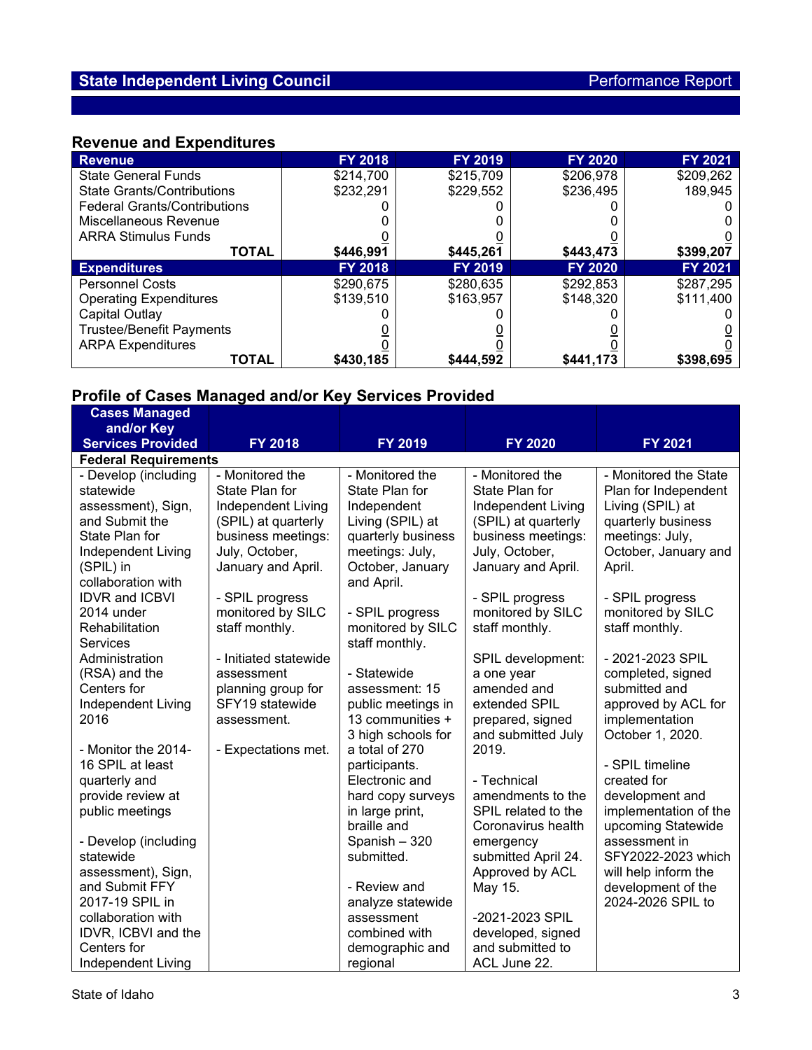## State Independent Living Council — Performance Report

### Revenue and Expenditures

| Revenue | FY 2018 | FY 2019 | FY 2020 | FY 2021 |
|---|---|---|---|---|
| State General Funds | $214,700 | $215,709 | $206,978 | $209,262 |
| State Grants/Contributions | $232,291 | $229,552 | $236,495 | 189,945 |
| Federal Grants/Contributions | 0 | 0 | 0 | 0 |
| Miscellaneous Revenue | 0 | 0 | 0 | 0 |
| ARRA Stimulus Funds | 0 | 0 | 0 | 0 |
| **TOTAL** | **$446,991** | **$445,261** | **$443,473** | **$399,207** |
| **Expenditures** | **FY 2018** | **FY 2019** | **FY 2020** | **FY 2021** |
| Personnel Costs | $290,675 | $280,635 | $292,853 | $287,295 |
| Operating Expenditures | $139,510 | $163,957 | $148,320 | $111,400 |
| Capital Outlay | 0 | 0 | 0 | 0 |
| Trustee/Benefit Payments | 0 | 0 | 0 | 0 |
| ARPA Expenditures | 0 | 0 | 0 | 0 |
| **TOTAL** | **$430,185** | **$444,592** | **$441,173** | **$398,695** |

### Profile of Cases Managed and/or Key Services Provided

| Cases Managed and/or Key Services Provided | FY 2018 | FY 2019 | FY 2020 | FY 2021 |
|---|---|---|---|---|
| **Federal Requirements** | | | | |
| - Develop (including statewide assessment), Sign, and Submit the State Plan for Independent Living (SPIL) in collaboration with IDVR and ICBVI 2014 under Rehabilitation Services Administration (RSA) and the Centers for Independent Living 2016<br><br>- Monitor the 2014-16 SPIL at least quarterly and provide review at public meetings<br><br>- Develop (including statewide assessment), Sign, and Submit FFY 2017-19 SPIL in collaboration with IDVR, ICBVI and the Centers for Independent Living | - Monitored the State Plan for Independent Living (SPIL) at quarterly business meetings: July, October, January and April.<br><br>- SPIL progress monitored by SILC staff monthly.<br><br>- Initiated statewide assessment planning group for SFY19 statewide assessment.<br><br>- Expectations met. | - Monitored the State Plan for Independent Living (SPIL) at quarterly business meetings: July, October, January and April.<br><br>- SPIL progress monitored by SILC staff monthly.<br><br>- Statewide assessment: 15 public meetings in 13 communities + 3 high schools for a total of 270 participants. Electronic and hard copy surveys in large print, braille and Spanish – 320 submitted.<br><br>- Review and analyze statewide assessment combined with demographic and regional | - Monitored the State Plan for Independent Living (SPIL) at quarterly business meetings: July, October, January and April.<br><br>- SPIL progress monitored by SILC staff monthly.<br><br>SPIL development: a one year amended and extended SPIL prepared, signed and submitted July 2019.<br><br>- Technical amendments to the SPIL related to the Coronavirus health emergency submitted April 24. Approved by ACL May 15.<br><br>-2021-2023 SPIL developed, signed and submitted to ACL June 22. | - Monitored the State Plan for Independent Living (SPIL) at quarterly business meetings: July, October, January and April.<br><br>- SPIL progress monitored by SILC staff monthly.<br><br>- 2021-2023 SPIL completed, signed submitted and approved by ACL for implementation October 1, 2020.<br><br>- SPIL timeline created for development and implementation of the upcoming Statewide assessment in SFY2022-2023 which will help inform the development of the 2024-2026 SPIL to |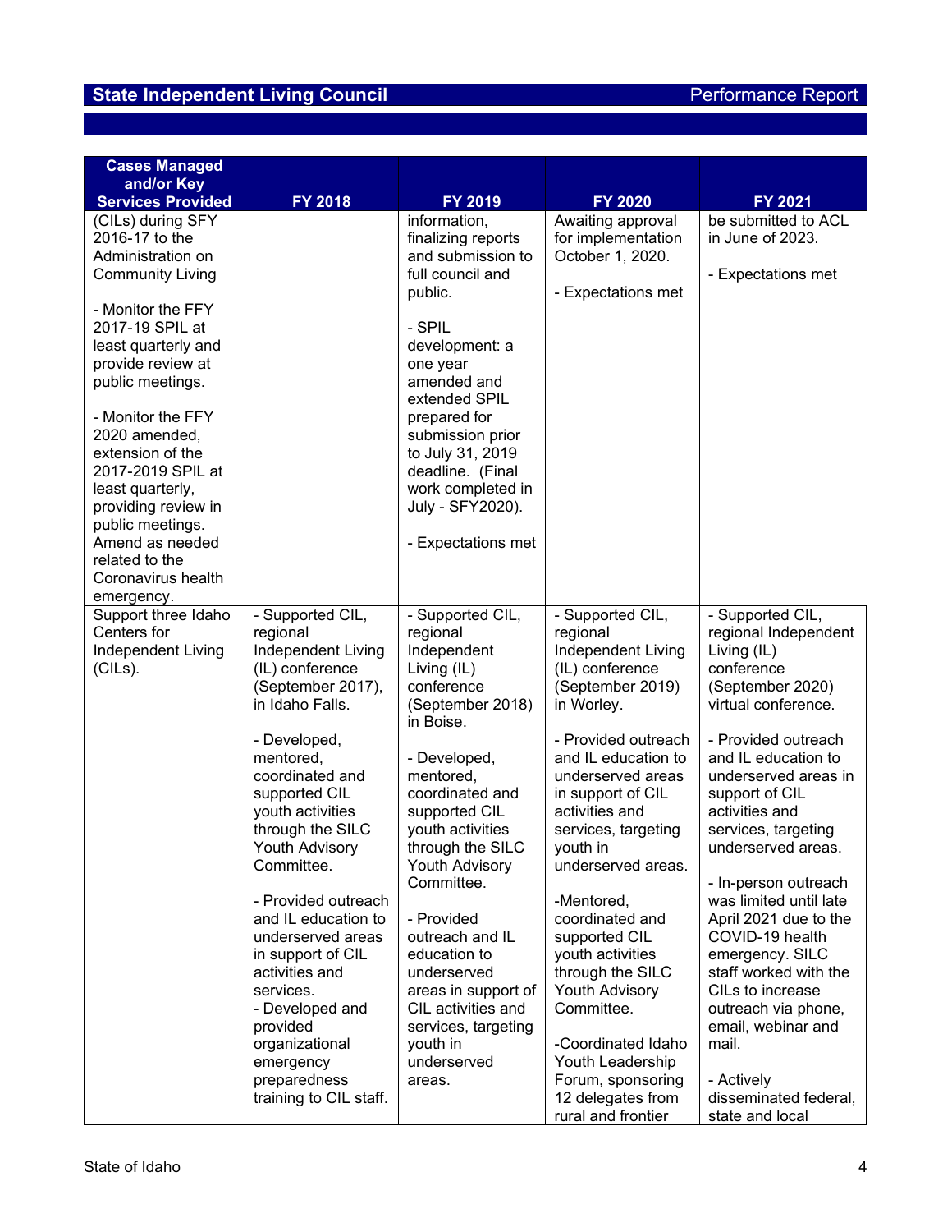## State Independent Living Council — Performance Report

| Cases Managed and/or Key Services Provided | FY 2018 | FY 2019 | FY 2020 | FY 2021 |
|---|---|---|---|---|
| (CILs) during SFY 2016-17 to the Administration on Community Living<br><br>- Monitor the FFY 2017-19 SPIL at least quarterly and provide review at public meetings.<br><br>- Monitor the FFY 2020 amended, extension of the 2017-2019 SPIL at least quarterly, providing review in public meetings. Amend as needed related to the Coronavirus health emergency. | | information, finalizing reports and submission to full council and public.<br><br>- SPIL development: a one year amended and extended SPIL prepared for submission prior to July 31, 2019 deadline. (Final work completed in July - SFY2020).<br><br>- Expectations met | Awaiting approval for implementation October 1, 2020.<br><br>- Expectations met | be submitted to ACL in June of 2023.<br><br>- Expectations met |
| Support three Idaho Centers for Independent Living (CILs). | - Supported CIL, regional Independent Living (IL) conference (September 2017), in Idaho Falls.<br><br>- Developed, mentored, coordinated and supported CIL youth activities through the SILC Youth Advisory Committee.<br><br>- Provided outreach and IL education to underserved areas in support of CIL activities and services.<br>- Developed and provided organizational emergency preparedness training to CIL staff. | - Supported CIL, regional Independent Living (IL) conference (September 2018) in Boise.<br><br>- Developed, mentored, coordinated and supported CIL youth activities through the SILC Youth Advisory Committee.<br><br>- Provided outreach and IL education to underserved areas in support of CIL activities and services, targeting youth in underserved areas. | - Supported CIL, regional Independent Living (IL) conference (September 2019) in Worley.<br><br>- Provided outreach and IL education to underserved areas in support of CIL activities and services, targeting youth in underserved areas.<br><br>-Mentored, coordinated and supported CIL youth activities through the SILC Youth Advisory Committee.<br><br>-Coordinated Idaho Youth Leadership Forum, sponsoring 12 delegates from rural and frontier | - Supported CIL, regional Independent Living (IL) conference (September 2020) virtual conference.<br><br>- Provided outreach and IL education to underserved areas in support of CIL activities and services, targeting underserved areas.<br><br>- In-person outreach was limited until late April 2021 due to the COVID-19 health emergency. SILC staff worked with the CILs to increase outreach via phone, email, webinar and mail.<br><br>- Actively disseminated federal, state and local |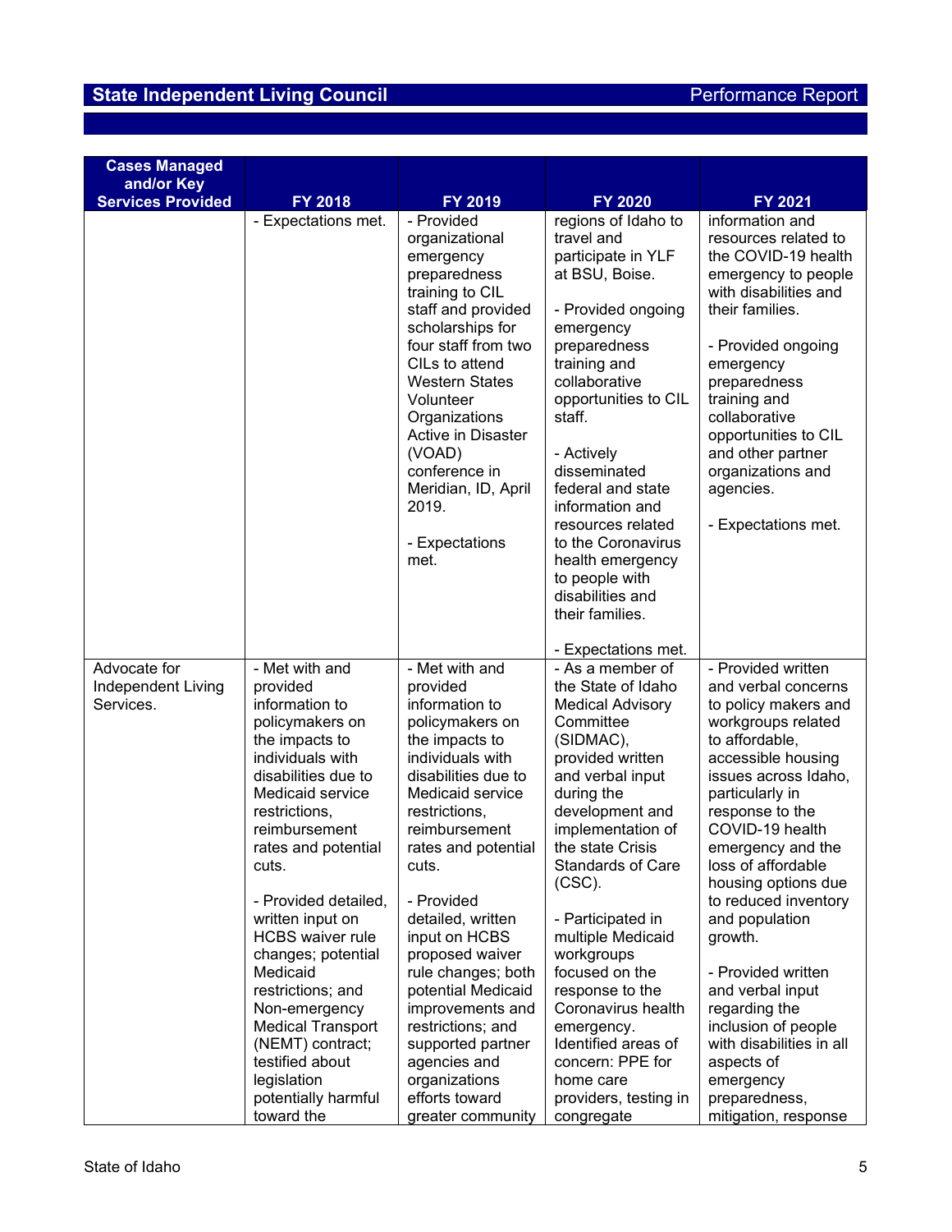## State Independent Living Council — Performance Report

| Cases Managed and/or Key Services Provided | FY 2018 | FY 2019 | FY 2020 | FY 2021 |
|---|---|---|---|---|
| | - Expectations met. | - Provided organizational emergency preparedness training to CIL staff and provided scholarships for four staff from two CILs to attend Western States Volunteer Organizations Active in Disaster (VOAD) conference in Meridian, ID, April 2019.<br><br>- Expectations met. | regions of Idaho to travel and participate in YLF at BSU, Boise.<br><br>- Provided ongoing emergency preparedness training and collaborative opportunities to CIL staff.<br><br>- Actively disseminated federal and state information and resources related to the Coronavirus health emergency to people with disabilities and their families.<br><br>- Expectations met. | information and resources related to the COVID-19 health emergency to people with disabilities and their families.<br><br>- Provided ongoing emergency preparedness training and collaborative opportunities to CIL and other partner organizations and agencies.<br><br>- Expectations met. |
| Advocate for Independent Living Services. | - Met with and provided information to policymakers on the impacts to individuals with disabilities due to Medicaid service restrictions, reimbursement rates and potential cuts.<br><br>- Provided detailed, written input on HCBS waiver rule changes; potential Medicaid restrictions; and Non-emergency Medical Transport (NEMT) contract; testified about legislation potentially harmful toward the | - Met with and provided information to policymakers on the impacts to individuals with disabilities due to Medicaid service restrictions, reimbursement rates and potential cuts.<br><br>- Provided detailed, written input on HCBS proposed waiver rule changes; both potential Medicaid improvements and restrictions; and supported partner agencies and organizations efforts toward greater community | - As a member of the State of Idaho Medical Advisory Committee (SIDMAC), provided written and verbal input during the development and implementation of the state Crisis Standards of Care (CSC).<br><br>- Participated in multiple Medicaid workgroups focused on the response to the Coronavirus health emergency. Identified areas of concern: PPE for home care providers, testing in congregate | - Provided written and verbal concerns to policy makers and workgroups related to affordable, accessible housing issues across Idaho, particularly in response to the COVID-19 health emergency and the loss of affordable housing options due to reduced inventory and population growth.<br><br>- Provided written and verbal input regarding the inclusion of people with disabilities in all aspects of emergency preparedness, mitigation, response |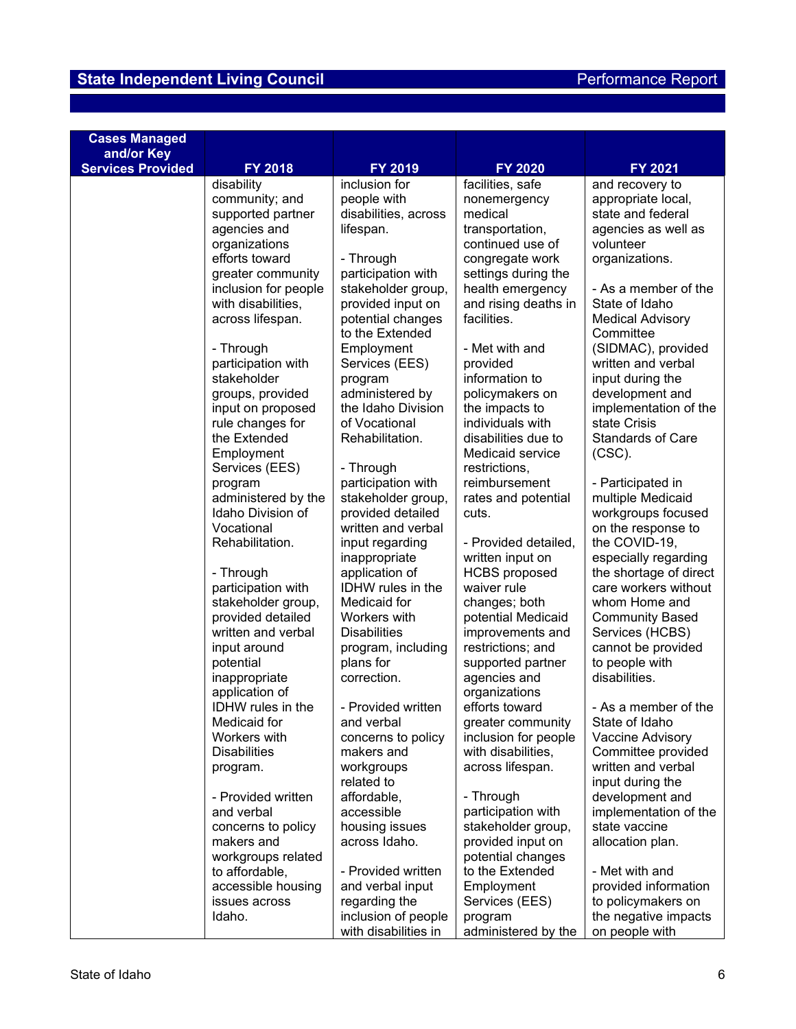## State Independent Living Council — Performance Report

| Cases Managed and/or Key Services Provided | FY 2018 | FY 2019 | FY 2020 | FY 2021 |
|---|---|---|---|---|
| | disability community; and supported partner agencies and organizations efforts toward greater community inclusion for people with disabilities, across lifespan.<br><br>- Through participation with stakeholder groups, provided input on proposed rule changes for the Extended Employment Services (EES) program administered by the Idaho Division of Vocational Rehabilitation.<br><br>- Through participation with stakeholder group, provided detailed written and verbal input around potential inappropriate application of IDHW rules in the Medicaid for Workers with Disabilities program.<br><br>- Provided written and verbal concerns to policy makers and workgroups related to affordable, accessible housing issues across Idaho. | inclusion for people with disabilities, across lifespan.<br><br>- Through participation with stakeholder group, provided input on potential changes to the Extended Employment Services (EES) program administered by the Idaho Division of Vocational Rehabilitation.<br><br>- Through participation with stakeholder group, provided detailed written and verbal input regarding inappropriate application of IDHW rules in the Medicaid for Workers with Disabilities program, including plans for correction.<br><br>- Provided written and verbal concerns to policy makers and workgroups related to affordable, accessible housing issues across Idaho.<br><br>- Provided written and verbal input regarding the inclusion of people with disabilities in | facilities, safe nonemergency medical transportation, continued use of congregate work settings during the health emergency and rising deaths in facilities.<br><br>- Met with and provided information to policymakers on the impacts to individuals with disabilities due to Medicaid service restrictions, reimbursement rates and potential cuts.<br><br>- Provided detailed, written input on HCBS proposed waiver rule changes; both potential Medicaid improvements and restrictions; and supported partner agencies and organizations efforts toward greater community inclusion for people with disabilities, across lifespan.<br><br>- Through participation with stakeholder group, provided input on potential changes to the Extended Employment Services (EES) program administered by the | and recovery to appropriate local, state and federal agencies as well as volunteer organizations.<br><br>- As a member of the State of Idaho Medical Advisory Committee (SIDMAC), provided written and verbal input during the development and implementation of the state Crisis Standards of Care (CSC).<br><br>- Participated in multiple Medicaid workgroups focused on the response to the COVID-19, especially regarding the shortage of direct care workers without whom Home and Community Based Services (HCBS) cannot be provided to people with disabilities.<br><br>- As a member of the State of Idaho Vaccine Advisory Committee provided written and verbal input during the development and implementation of the state vaccine allocation plan.<br><br>- Met with and provided information to policymakers on the negative impacts on people with |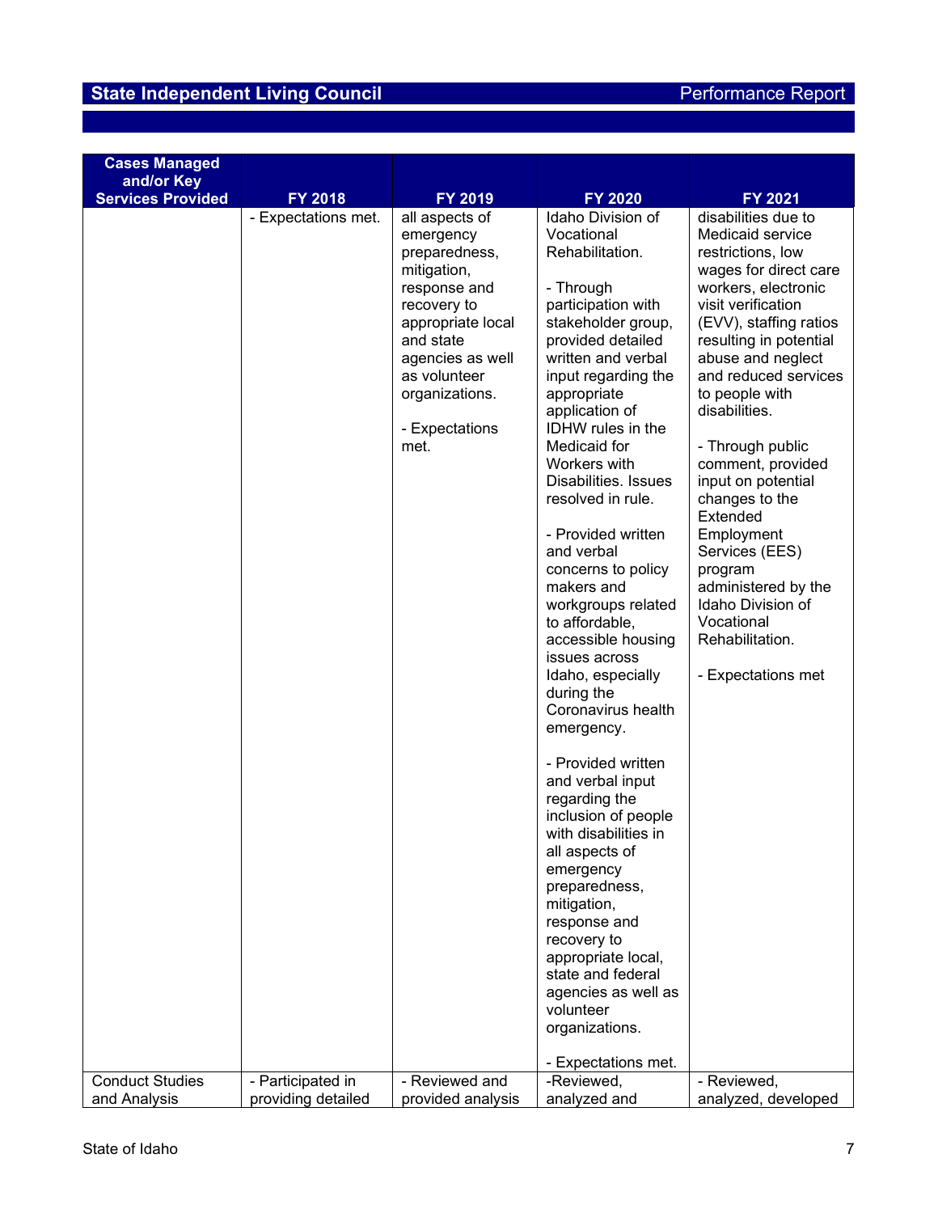| Cases Managed and/or Key Services Provided | FY 2018 | FY 2019 | FY 2020 | FY 2021 |
|---|---|---|---|---|
| | - Expectations met. | all aspects of emergency preparedness, mitigation, response and recovery to appropriate local and state agencies as well as volunteer organizations.<br><br>- Expectations met. | Idaho Division of Vocational Rehabilitation.<br><br>- Through participation with stakeholder group, provided detailed written and verbal input regarding the appropriate application of IDHW rules in the Medicaid for Workers with Disabilities. Issues resolved in rule.<br><br>- Provided written and verbal concerns to policy makers and workgroups related to affordable, accessible housing issues across Idaho, especially during the Coronavirus health emergency.<br><br>- Provided written and verbal input regarding the inclusion of people with disabilities in all aspects of emergency preparedness, mitigation, response and recovery to appropriate local, state and federal agencies as well as volunteer organizations.<br><br>- Expectations met. | disabilities due to Medicaid service restrictions, low wages for direct care workers, electronic visit verification (EVV), staffing ratios resulting in potential abuse and neglect and reduced services to people with disabilities.<br><br>- Through public comment, provided input on potential changes to the Extended Employment Services (EES) program administered by the Idaho Division of Vocational Rehabilitation.<br><br>- Expectations met |
| Conduct Studies and Analysis | - Participated in providing detailed | - Reviewed and provided analysis | -Reviewed, analyzed and | - Reviewed, analyzed, developed |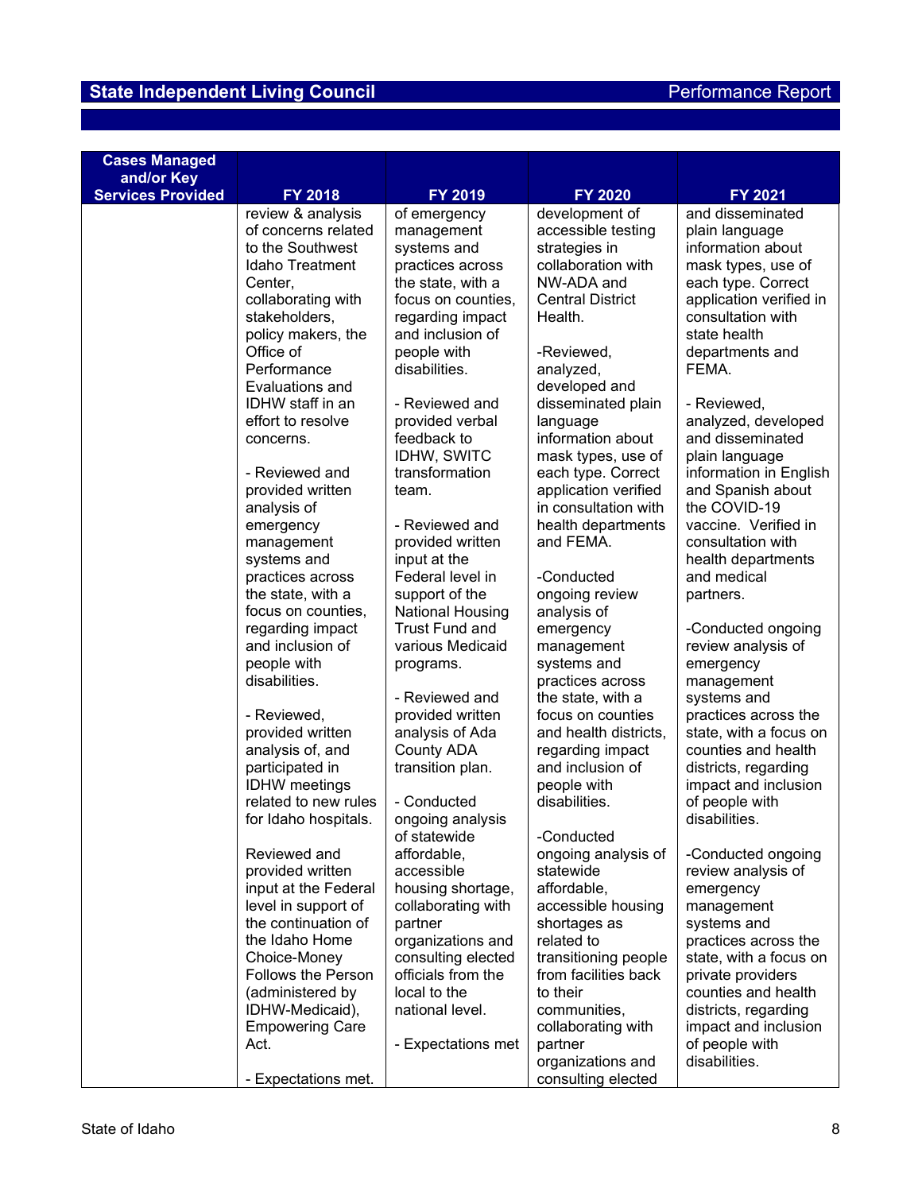| Cases Managed and/or Key Services Provided | FY 2018 | FY 2019 | FY 2020 | FY 2021 |
|---|---|---|---|---|
| | review & analysis of concerns related to the Southwest Idaho Treatment Center, collaborating with stakeholders, policy makers, the Office of Performance Evaluations and IDHW staff in an effort to resolve concerns.<br><br>- Reviewed and provided written analysis of emergency management systems and practices across the state, with a focus on counties, regarding impact and inclusion of people with disabilities.<br><br>- Reviewed, provided written analysis of, and participated in IDHW meetings related to new rules for Idaho hospitals.<br><br>Reviewed and provided written input at the Federal level in support of the continuation of the Idaho Home Choice-Money Follows the Person (administered by IDHW-Medicaid), Empowering Care Act.<br><br>- Expectations met. | of emergency management systems and practices across the state, with a focus on counties, regarding impact and inclusion of people with disabilities.<br><br>- Reviewed and provided verbal feedback to IDHW, SWITC transformation team.<br><br>- Reviewed and provided written input at the Federal level in support of the National Housing Trust Fund and various Medicaid programs.<br><br>- Reviewed and provided written analysis of Ada County ADA transition plan.<br><br>- Conducted ongoing analysis of statewide affordable, accessible housing shortage, collaborating with partner organizations and consulting elected officials from the local to the national level.<br><br>- Expectations met | development of accessible testing strategies in collaboration with NW-ADA and Central District Health.<br><br>-Reviewed, analyzed, developed and disseminated plain language information about mask types, use of each type. Correct application verified in consultation with health departments and FEMA.<br><br>-Conducted ongoing review analysis of emergency management systems and practices across the state, with a focus on counties and health districts, regarding impact and inclusion of people with disabilities.<br><br>-Conducted ongoing analysis of statewide affordable, accessible housing shortages as related to transitioning people from facilities back to their communities, collaborating with partner organizations and consulting elected | and disseminated plain language information about mask types, use of each type. Correct application verified in consultation with state health departments and FEMA.<br><br>- Reviewed, analyzed, developed and disseminated plain language information in English and Spanish about the COVID-19 vaccine. Verified in consultation with health departments and medical partners.<br><br>-Conducted ongoing review analysis of emergency management systems and practices across the state, with a focus on counties and health districts, regarding impact and inclusion of people with disabilities.<br><br>-Conducted ongoing review analysis of emergency management systems and practices across the state, with a focus on private providers counties and health districts, regarding impact and inclusion of people with disabilities. |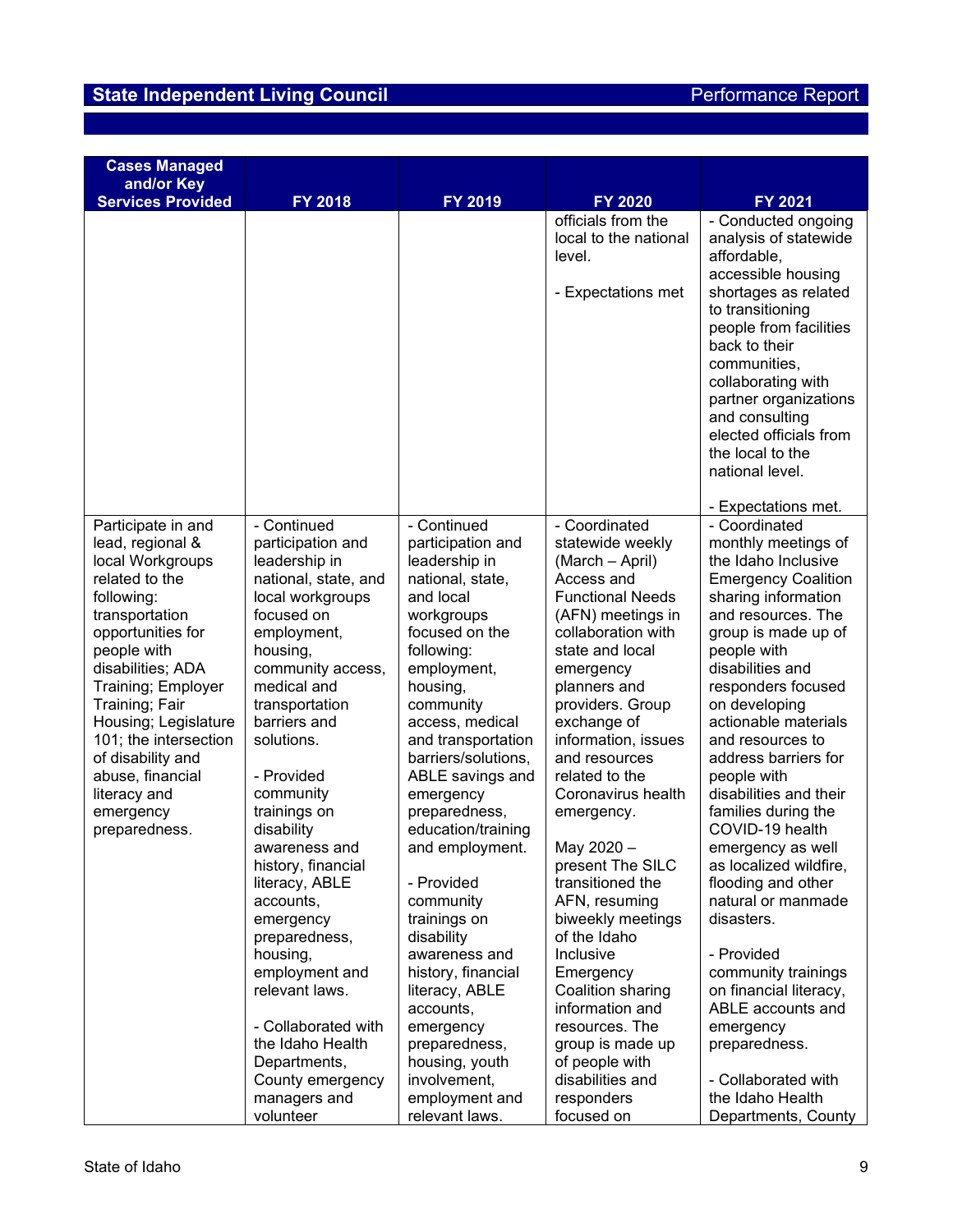| Cases Managed and/or Key Services Provided | FY 2018 | FY 2019 | FY 2020 | FY 2021 |
|---|---|---|---|---|
| | | | officials from the local to the national level.<br><br>- Expectations met | - Conducted ongoing analysis of statewide affordable, accessible housing shortages as related to transitioning people from facilities back to their communities, collaborating with partner organizations and consulting elected officials from the local to the national level.<br><br>- Expectations met. |
| Participate in and lead, regional & local Workgroups related to the following: transportation opportunities for people with disabilities; ADA Training; Employer Training; Fair Housing; Legislature 101; the intersection of disability and abuse, financial literacy and emergency preparedness. | - Continued participation and leadership in national, state, and local workgroups focused on employment, housing, community access, medical and transportation barriers and solutions.<br><br>- Provided community trainings on disability awareness and history, financial literacy, ABLE accounts, emergency preparedness, housing, employment and relevant laws.<br><br>- Collaborated with the Idaho Health Departments, County emergency managers and volunteer | - Continued participation and leadership in national, state, and local workgroups focused on the following: employment, housing, community access, medical and transportation barriers/solutions, ABLE savings and emergency preparedness, education/training and employment.<br><br>- Provided community trainings on disability awareness and history, financial literacy, ABLE accounts, emergency preparedness, housing, youth involvement, employment and relevant laws. | - Coordinated statewide weekly (March – April) Access and Functional Needs (AFN) meetings in collaboration with state and local emergency planners and providers. Group exchange of information, issues and resources related to the Coronavirus health emergency.<br><br>May 2020 – present The SILC transitioned the AFN, resuming biweekly meetings of the Idaho Inclusive Emergency Coalition sharing information and resources. The group is made up of people with disabilities and responders focused on | - Coordinated monthly meetings of the Idaho Inclusive Emergency Coalition sharing information and resources. The group is made up of people with disabilities and responders focused on developing actionable materials and resources to address barriers for people with disabilities and their families during the COVID-19 health emergency as well as localized wildfire, flooding and other natural or manmade disasters.<br><br>- Provided community trainings on financial literacy, ABLE accounts and emergency preparedness.<br><br>- Collaborated with the Idaho Health Departments, County |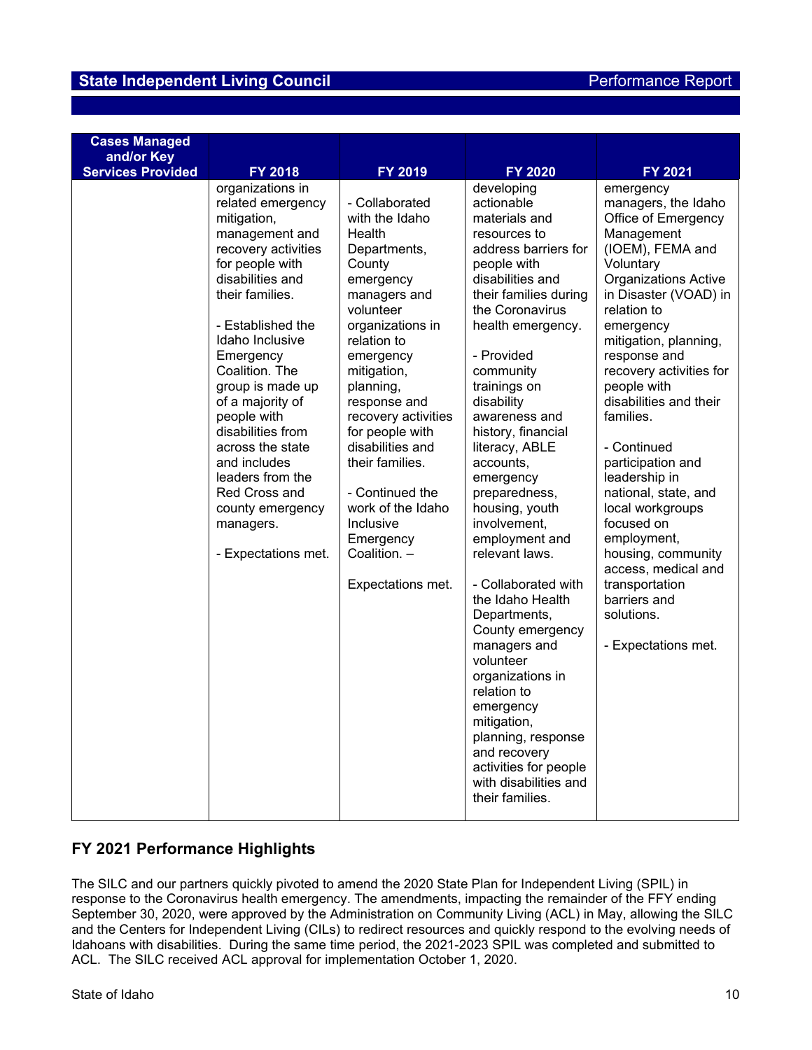| Cases Managed and/or Key Services Provided | FY 2018 | FY 2019 | FY 2020 | FY 2021 |
| --- | --- | --- | --- | --- |
| | organizations in related emergency mitigation, management and recovery activities for people with disabilities and their families.<br><br>- Established the Idaho Inclusive Emergency Coalition. The group is made up of a majority of people with disabilities from across the state and includes leaders from the Red Cross and county emergency managers.<br><br>- Expectations met. | - Collaborated with the Idaho Health Departments, County emergency managers and volunteer organizations in relation to emergency mitigation, planning, response and recovery activities for people with disabilities and their families.<br><br>- Continued the work of the Idaho Inclusive Emergency Coalition. –<br><br>Expectations met. | developing actionable materials and resources to address barriers for people with disabilities and their families during the Coronavirus health emergency.<br><br>- Provided community trainings on disability awareness and history, financial literacy, ABLE accounts, emergency preparedness, housing, youth involvement, employment and relevant laws.<br><br>- Collaborated with the Idaho Health Departments, County emergency managers and volunteer organizations in relation to emergency mitigation, planning, response and recovery activities for people with disabilities and their families. | emergency managers, the Idaho Office of Emergency Management (IOEM), FEMA and Voluntary Organizations Active in Disaster (VOAD) in relation to emergency mitigation, planning, response and recovery activities for people with disabilities and their families.<br><br>- Continued participation and leadership in national, state, and local workgroups focused on employment, housing, community access, medical and transportation barriers and solutions.<br><br>- Expectations met. |

## FY 2021 Performance Highlights

The SILC and our partners quickly pivoted to amend the 2020 State Plan for Independent Living (SPIL) in response to the Coronavirus health emergency. The amendments, impacting the remainder of the FFY ending September 30, 2020, were approved by the Administration on Community Living (ACL) in May, allowing the SILC and the Centers for Independent Living (CILs) to redirect resources and quickly respond to the evolving needs of Idahoans with disabilities. During the same time period, the 2021-2023 SPIL was completed and submitted to ACL. The SILC received ACL approval for implementation October 1, 2020.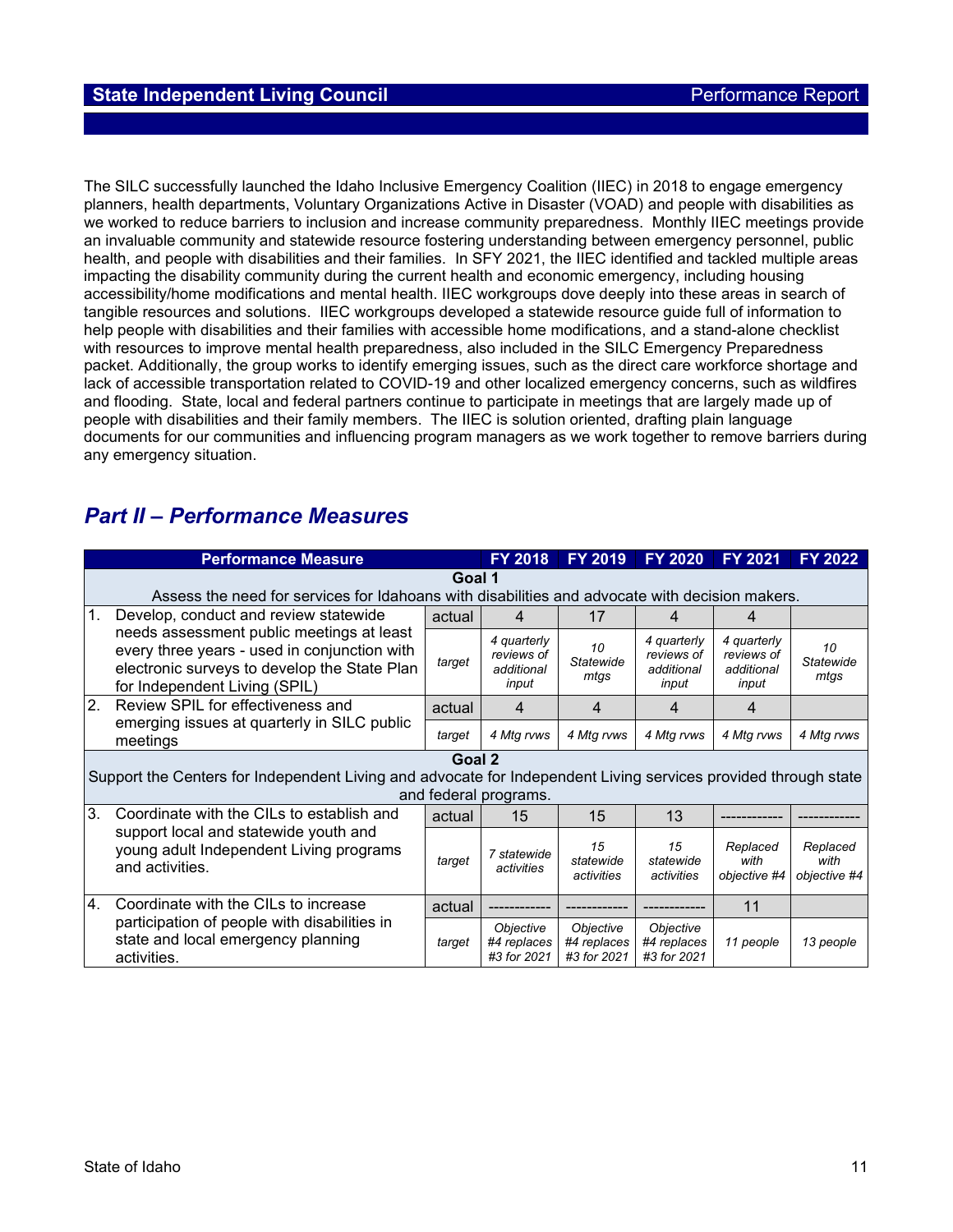The SILC successfully launched the Idaho Inclusive Emergency Coalition (IIEC) in 2018 to engage emergency planners, health departments, Voluntary Organizations Active in Disaster (VOAD) and people with disabilities as we worked to reduce barriers to inclusion and increase community preparedness. Monthly IIEC meetings provide an invaluable community and statewide resource fostering understanding between emergency personnel, public health, and people with disabilities and their families. In SFY 2021, the IIEC identified and tackled multiple areas impacting the disability community during the current health and economic emergency, including housing accessibility/home modifications and mental health. IIEC workgroups dove deeply into these areas in search of tangible resources and solutions. IIEC workgroups developed a statewide resource guide full of information to help people with disabilities and their families with accessible home modifications, and a stand-alone checklist with resources to improve mental health preparedness, also included in the SILC Emergency Preparedness packet. Additionally, the group works to identify emerging issues, such as the direct care workforce shortage and lack of accessible transportation related to COVID-19 and other localized emergency concerns, such as wildfires and flooding. State, local and federal partners continue to participate in meetings that are largely made up of people with disabilities and their family members. The IIEC is solution oriented, drafting plain language documents for our communities and influencing program managers as we work together to remove barriers during any emergency situation.

## *Part II – Performance Measures*

| Performance Measure | | FY 2018 | FY 2019 | FY 2020 | FY 2021 | FY 2022 |
|---|---|---|---|---|---|---|
| **Goal 1** Assess the need for services for Idahoans with disabilities and advocate with decision makers. | | | | | | |
| 1. Develop, conduct and review statewide needs assessment public meetings at least every three years - used in conjunction with electronic surveys to develop the State Plan for Independent Living (SPIL) | actual | 4 | 17 | 4 | 4 | |
| | *target* | *4 quarterly reviews of additional input* | *10 Statewide mtgs* | *4 quarterly reviews of additional input* | *4 quarterly reviews of additional input* | *10 Statewide mtgs* |
| 2. Review SPIL for effectiveness and emerging issues at quarterly in SILC public meetings | actual | 4 | 4 | 4 | 4 | |
| | *target* | *4 Mtg rvws* | *4 Mtg rvws* | *4 Mtg rvws* | *4 Mtg rvws* | *4 Mtg rvws* |
| **Goal 2** Support the Centers for Independent Living and advocate for Independent Living services provided through state and federal programs. | | | | | | |
| 3. Coordinate with the CILs to establish and support local and statewide youth and young adult Independent Living programs and activities. | actual | 15 | 15 | 13 | ------------ | ------------ |
| | *target* | *7 statewide activities* | *15 statewide activities* | *15 statewide activities* | *Replaced with objective #4* | *Replaced with objective #4* |
| 4. Coordinate with the CILs to increase participation of people with disabilities in state and local emergency planning activities. | actual | ------------ | ------------ | ------------ | 11 | |
| | *target* | *Objective #4 replaces #3 for 2021* | *Objective #4 replaces #3 for 2021* | *Objective #4 replaces #3 for 2021* | *11 people* | *13 people* |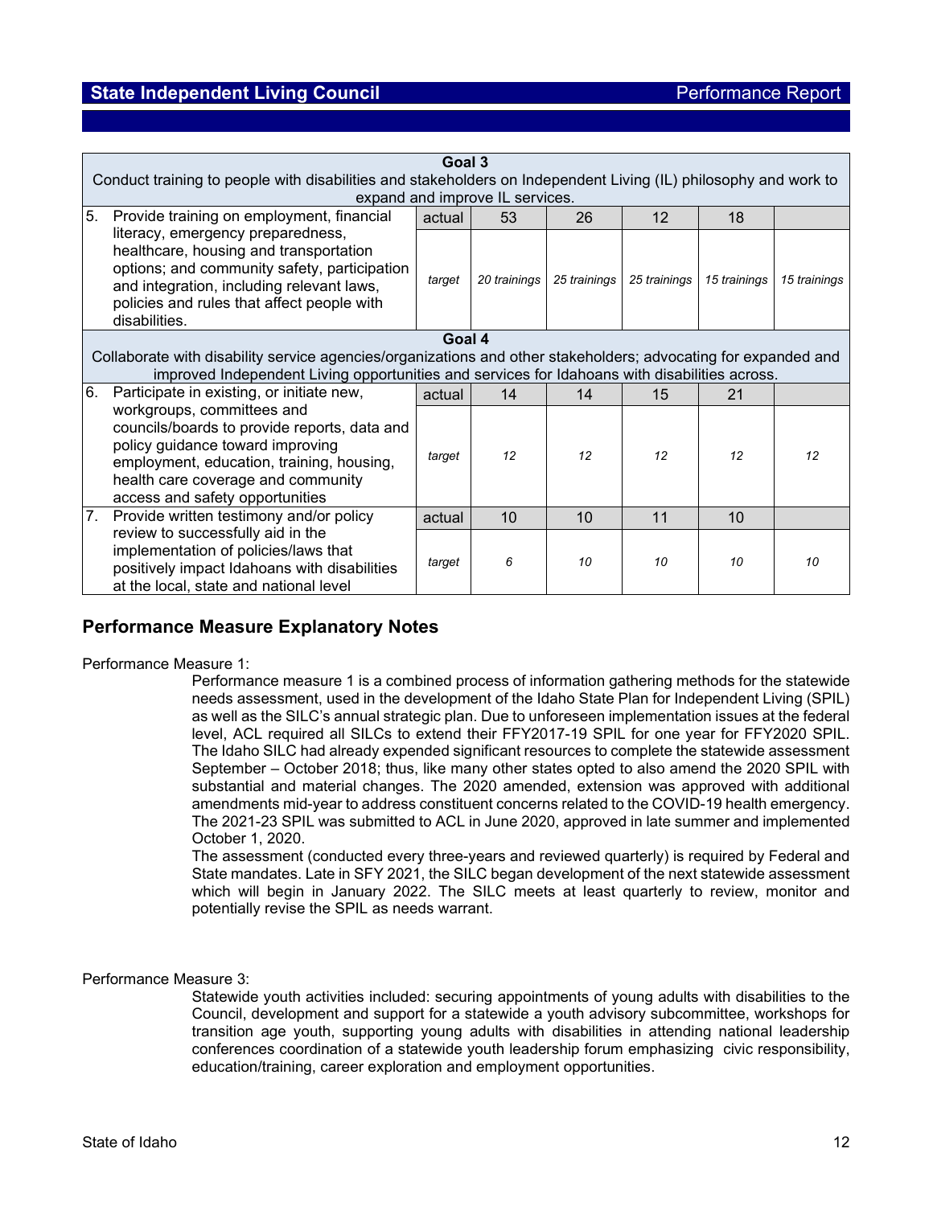| Goal 3 | | | | | | |
|---|---|---|---|---|---|---|
| Conduct training to people with disabilities and stakeholders on Independent Living (IL) philosophy and work to expand and improve IL services. | | | | | | |
| 5. Provide training on employment, financial literacy, emergency preparedness, healthcare, housing and transportation options; and community safety, participation and integration, including relevant laws, policies and rules that affect people with disabilities. | actual | 53 | 26 | 12 | 18 | |
| | *target* | *20 trainings* | *25 trainings* | *25 trainings* | *15 trainings* | *15 trainings* |
| **Goal 4** | | | | | | |
| Collaborate with disability service agencies/organizations and other stakeholders; advocating for expanded and improved Independent Living opportunities and services for Idahoans with disabilities across. | | | | | | |
| 6. Participate in existing, or initiate new, workgroups, committees and councils/boards to provide reports, data and policy guidance toward improving employment, education, training, housing, health care coverage and community access and safety opportunities | actual | 14 | 14 | 15 | 21 | |
| | *target* | *12* | *12* | *12* | *12* | *12* |
| 7. Provide written testimony and/or policy review to successfully aid in the implementation of policies/laws that positively impact Idahoans with disabilities at the local, state and national level | actual | 10 | 10 | 11 | 10 | |
| | *target* | *6* | *10* | *10* | *10* | *10* |

## Performance Measure Explanatory Notes

Performance Measure 1:

Performance measure 1 is a combined process of information gathering methods for the statewide needs assessment, used in the development of the Idaho State Plan for Independent Living (SPIL) as well as the SILC's annual strategic plan. Due to unforeseen implementation issues at the federal level, ACL required all SILCs to extend their FFY2017-19 SPIL for one year for FFY2020 SPIL. The Idaho SILC had already expended significant resources to complete the statewide assessment September – October 2018; thus, like many other states opted to also amend the 2020 SPIL with substantial and material changes. The 2020 amended, extension was approved with additional amendments mid-year to address constituent concerns related to the COVID-19 health emergency. The 2021-23 SPIL was submitted to ACL in June 2020, approved in late summer and implemented October 1, 2020.

The assessment (conducted every three-years and reviewed quarterly) is required by Federal and State mandates. Late in SFY 2021, the SILC began development of the next statewide assessment which will begin in January 2022. The SILC meets at least quarterly to review, monitor and potentially revise the SPIL as needs warrant.

Performance Measure 3:

Statewide youth activities included: securing appointments of young adults with disabilities to the Council, development and support for a statewide a youth advisory subcommittee, workshops for transition age youth, supporting young adults with disabilities in attending national leadership conferences coordination of a statewide youth leadership forum emphasizing civic responsibility, education/training, career exploration and employment opportunities.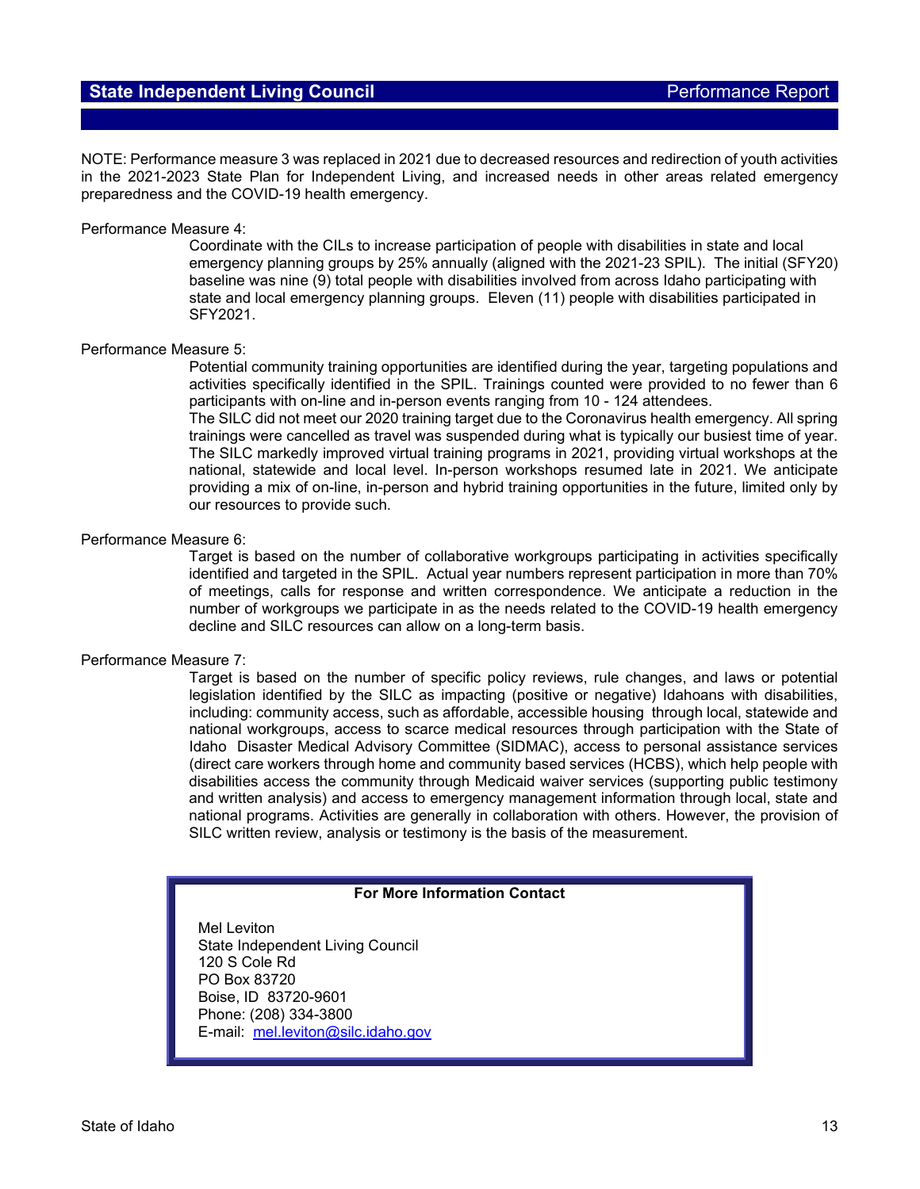## State Independent Living Council — Performance Report

NOTE: Performance measure 3 was replaced in 2021 due to decreased resources and redirection of youth activities in the 2021-2023 State Plan for Independent Living, and increased needs in other areas related emergency preparedness and the COVID-19 health emergency.

Performance Measure 4:

Coordinate with the CILs to increase participation of people with disabilities in state and local emergency planning groups by 25% annually (aligned with the 2021-23 SPIL). The initial (SFY20) baseline was nine (9) total people with disabilities involved from across Idaho participating with state and local emergency planning groups. Eleven (11) people with disabilities participated in SFY2021.

Performance Measure 5:

Potential community training opportunities are identified during the year, targeting populations and activities specifically identified in the SPIL. Trainings counted were provided to no fewer than 6 participants with on-line and in-person events ranging from 10 - 124 attendees.

The SILC did not meet our 2020 training target due to the Coronavirus health emergency. All spring trainings were cancelled as travel was suspended during what is typically our busiest time of year. The SILC markedly improved virtual training programs in 2021, providing virtual workshops at the national, statewide and local level. In-person workshops resumed late in 2021. We anticipate providing a mix of on-line, in-person and hybrid training opportunities in the future, limited only by our resources to provide such.

Performance Measure 6:

Target is based on the number of collaborative workgroups participating in activities specifically identified and targeted in the SPIL. Actual year numbers represent participation in more than 70% of meetings, calls for response and written correspondence. We anticipate a reduction in the number of workgroups we participate in as the needs related to the COVID-19 health emergency decline and SILC resources can allow on a long-term basis.

Performance Measure 7:

Target is based on the number of specific policy reviews, rule changes, and laws or potential legislation identified by the SILC as impacting (positive or negative) Idahoans with disabilities, including: community access, such as affordable, accessible housing through local, statewide and national workgroups, access to scarce medical resources through participation with the State of Idaho Disaster Medical Advisory Committee (SIDMAC), access to personal assistance services (direct care workers through home and community based services (HCBS), which help people with disabilities access the community through Medicaid waiver services (supporting public testimony and written analysis) and access to emergency management information through local, state and national programs. Activities are generally in collaboration with others. However, the provision of SILC written review, analysis or testimony is the basis of the measurement.

**For More Information Contact**

Mel Leviton
State Independent Living Council
120 S Cole Rd
PO Box 83720
Boise, ID 83720-9601
Phone: (208) 334-3800
E-mail: mel.leviton@silc.idaho.gov